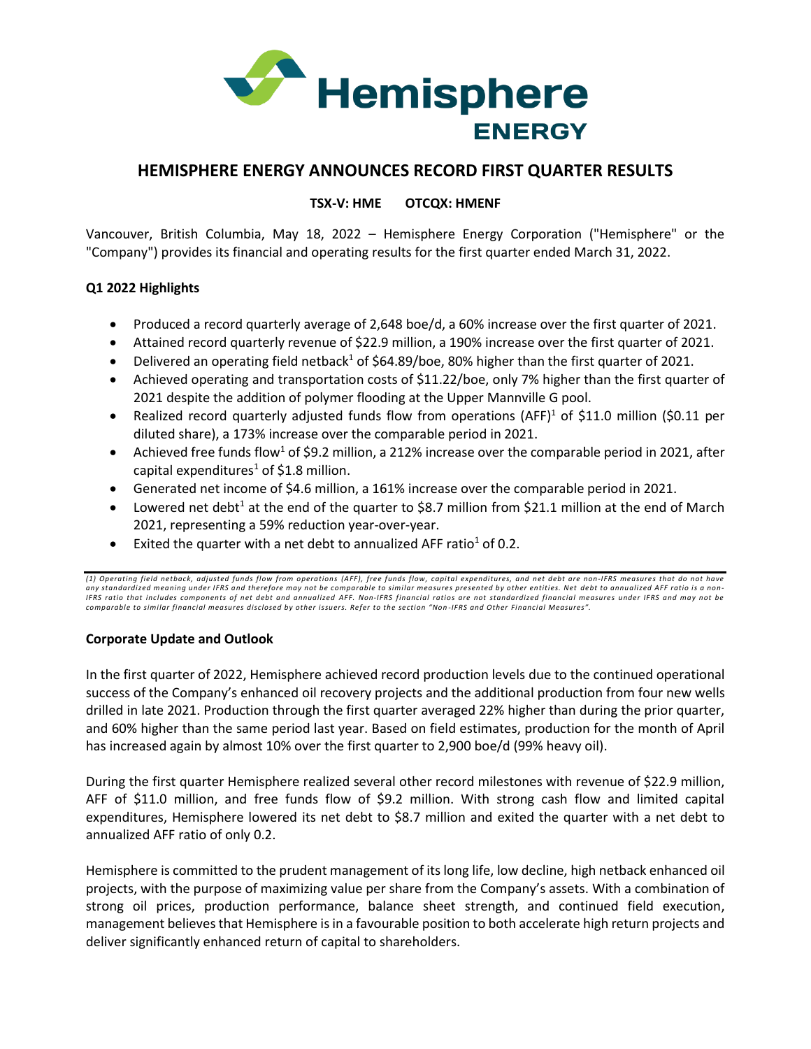# HEMISPHERE ENERGY ANNOUNCES RECORD FIRST QUARTER RESULTS

**TSX-V: HME     OTCQX: HMENF**

Vancouver, British Columbia, May 18, 2022 – Hemisphere Energy Corporation ("Hemisphere" or the "Company") provides its financial and operating results for the first quarter ended March 31, 2022.

### Q1 2022 Highlights

- Produced a record quarterly average of 2,648 boe/d, a 60% increase over the first quarter of 2021.
- Attained record quarterly revenue of $22.9 million, a 190% increase over the first quarter of 2021.
- Delivered an operating field netback[1] of $64.89/boe, 80% higher than the first quarter of 2021.
- Achieved operating and transportation costs of $11.22/boe, only 7% higher than the first quarter of 2021 despite the addition of polymer flooding at the Upper Mannville G pool.
- Realized record quarterly adjusted funds flow from operations (AFF)[1] of $11.0 million ($0.11 per diluted share), a 173% increase over the comparable period in 2021.
- Achieved free funds flow[1] of $9.2 million, a 212% increase over the comparable period in 2021, after capital expenditures[1] of $1.8 million.
- Generated net income of $4.6 million, a 161% increase over the comparable period in 2021.
- Lowered net debt[1] at the end of the quarter to $8.7 million from $21.1 million at the end of March 2021, representing a 59% reduction year-over-year.
- Exited the quarter with a net debt to annualized AFF ratio[1] of 0.2.

*(1) Operating field netback, adjusted funds flow from operations (AFF), free funds flow, capital expenditures, and net debt are non-IFRS measures that do not have any standardized meaning under IFRS and therefore may not be comparable to similar measures presented by other entities. Net debt to annualized AFF ratio is a non-IFRS ratio that includes components of net debt and annualized AFF. Non-IFRS financial ratios are not standardized financial measures under IFRS and may not be comparable to similar financial measures disclosed by other issuers. Refer to the section "Non-IFRS and Other Financial Measures".*

### Corporate Update and Outlook

In the first quarter of 2022, Hemisphere achieved record production levels due to the continued operational success of the Company's enhanced oil recovery projects and the additional production from four new wells drilled in late 2021. Production through the first quarter averaged 22% higher than during the prior quarter, and 60% higher than the same period last year. Based on field estimates, production for the month of April has increased again by almost 10% over the first quarter to 2,900 boe/d (99% heavy oil).

During the first quarter Hemisphere realized several other record milestones with revenue of $22.9 million, AFF of $11.0 million, and free funds flow of $9.2 million. With strong cash flow and limited capital expenditures, Hemisphere lowered its net debt to $8.7 million and exited the quarter with a net debt to annualized AFF ratio of only 0.2.

Hemisphere is committed to the prudent management of its long life, low decline, high netback enhanced oil projects, with the purpose of maximizing value per share from the Company's assets. With a combination of strong oil prices, production performance, balance sheet strength, and continued field execution, management believes that Hemisphere is in a favourable position to both accelerate high return projects and deliver significantly enhanced return of capital to shareholders.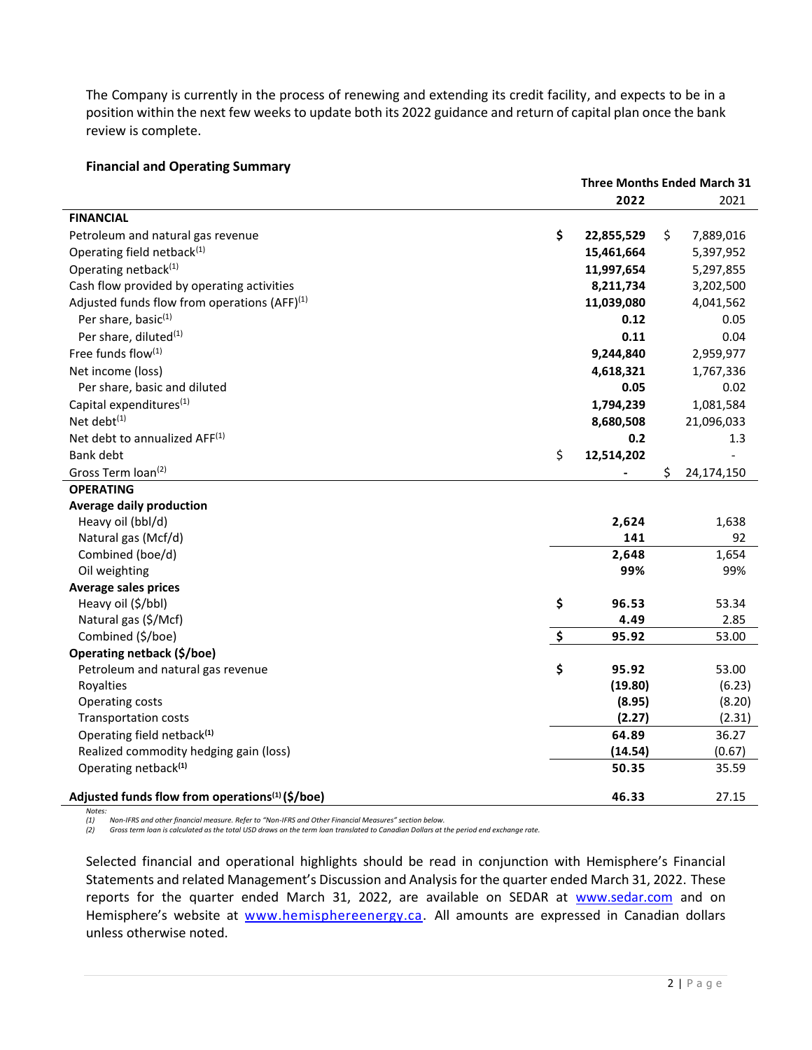The Company is currently in the process of renewing and extending its credit facility, and expects to be in a position within the next few weeks to update both its 2022 guidance and return of capital plan once the bank review is complete.

**Financial and Operating Summary**

| | Three Months Ended March 31 | |
|---|---|---|
| | **2022** | 2021 |
| **FINANCIAL** | | |
| Petroleum and natural gas revenue | **$ 22,855,529** | $ 7,889,016 |
| Operating field netback[(1)] | **15,461,664** | 5,397,952 |
| Operating netback[(1)] | **11,997,654** | 5,297,855 |
| Cash flow provided by operating activities | **8,211,734** | 3,202,500 |
| Adjusted funds flow from operations (AFF)[(1)] | **11,039,080** | 4,041,562 |
| Per share, basic[(1)] | **0.12** | 0.05 |
| Per share, diluted[(1)] | **0.11** | 0.04 |
| Free funds flow[(1)] | **9,244,840** | 2,959,977 |
| Net income (loss) | **4,618,321** | 1,767,336 |
| Per share, basic and diluted | **0.05** | 0.02 |
| Capital expenditures[(1)] | **1,794,239** | 1,081,584 |
| Net debt[(1)] | **8,680,508** | 21,096,033 |
| Net debt to annualized AFF[(1)] | **0.2** | 1.3 |
| Bank debt | $ 12,514,202 | - |
| Gross Term loan[(2)] | - | $ 24,174,150 |
| **OPERATING** | | |
| **Average daily production** | | |
| Heavy oil (bbl/d) | **2,624** | 1,638 |
| Natural gas (Mcf/d) | **141** | 92 |
| Combined (boe/d) | **2,648** | 1,654 |
| Oil weighting | **99%** | 99% |
| **Average sales prices** | | |
| Heavy oil ($/bbl) | **$ 96.53** | 53.34 |
| Natural gas ($/Mcf) | **4.49** | 2.85 |
| Combined ($/boe) | **$ 95.92** | 53.00 |
| **Operating netback ($/boe)** | | |
| Petroleum and natural gas revenue | **$ 95.92** | 53.00 |
| Royalties | **(19.80)** | (6.23) |
| Operating costs | **(8.95)** | (8.20) |
| Transportation costs | **(2.27)** | (2.31) |
| Operating field netback[(1)] | **64.89** | 36.27 |
| Realized commodity hedging gain (loss) | **(14.54)** | (0.67) |
| Operating netback[(1)] | **50.35** | 35.59 |
| **Adjusted funds flow from operations[(1)] ($/boe)** | **46.33** | 27.15 |

*Notes:*
*(1) Non-IFRS and other financial measure. Refer to "Non-IFRS and Other Financial Measures" section below.*
*(2) Gross term loan is calculated as the total USD draws on the term loan translated to Canadian Dollars at the period end exchange rate.*

Selected financial and operational highlights should be read in conjunction with Hemisphere's Financial Statements and related Management's Discussion and Analysis for the quarter ended March 31, 2022. These reports for the quarter ended March 31, 2022, are available on SEDAR at www.sedar.com and on Hemisphere's website at www.hemisphereenergy.ca. All amounts are expressed in Canadian dollars unless otherwise noted.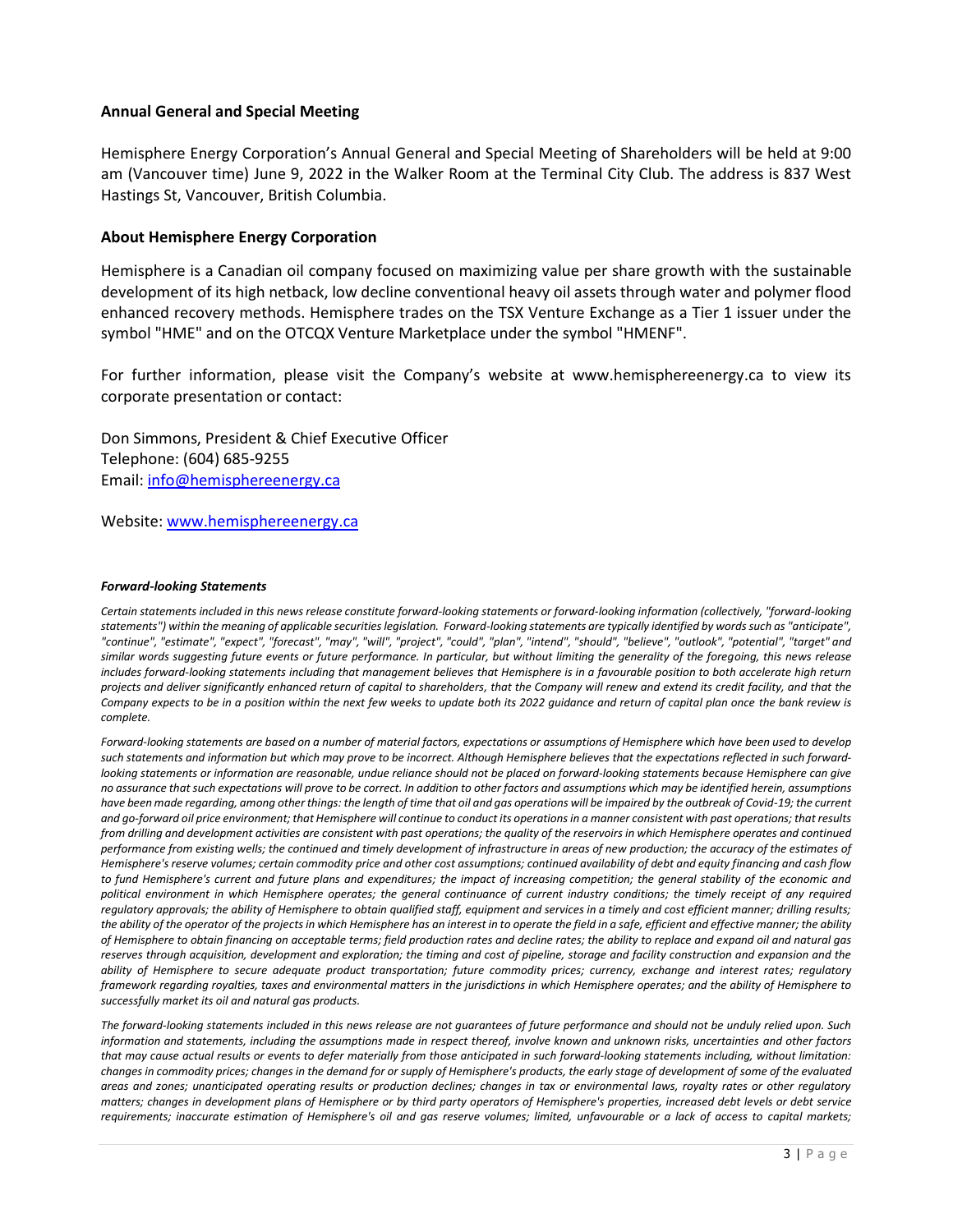### Annual General and Special Meeting

Hemisphere Energy Corporation's Annual General and Special Meeting of Shareholders will be held at 9:00 am (Vancouver time) June 9, 2022 in the Walker Room at the Terminal City Club. The address is 837 West Hastings St, Vancouver, British Columbia.

### About Hemisphere Energy Corporation

Hemisphere is a Canadian oil company focused on maximizing value per share growth with the sustainable development of its high netback, low decline conventional heavy oil assets through water and polymer flood enhanced recovery methods. Hemisphere trades on the TSX Venture Exchange as a Tier 1 issuer under the symbol "HME" and on the OTCQX Venture Marketplace under the symbol "HMENF".

For further information, please visit the Company's website at www.hemisphereenergy.ca to view its corporate presentation or contact:

Don Simmons, President & Chief Executive Officer
Telephone: (604) 685-9255
Email: info@hemisphereenergy.ca

Website: www.hemisphereenergy.ca

***Forward-looking Statements***

*Certain statements included in this news release constitute forward-looking statements or forward-looking information (collectively, "forward-looking statements") within the meaning of applicable securities legislation. Forward-looking statements are typically identified by words such as "anticipate", "continue", "estimate", "expect", "forecast", "may", "will", "project", "could", "plan", "intend", "should", "believe", "outlook", "potential", "target" and similar words suggesting future events or future performance. In particular, but without limiting the generality of the foregoing, this news release includes forward-looking statements including that management believes that Hemisphere is in a favourable position to both accelerate high return projects and deliver significantly enhanced return of capital to shareholders, that the Company will renew and extend its credit facility, and that the Company expects to be in a position within the next few weeks to update both its 2022 guidance and return of capital plan once the bank review is complete.*

*Forward-looking statements are based on a number of material factors, expectations or assumptions of Hemisphere which have been used to develop such statements and information but which may prove to be incorrect. Although Hemisphere believes that the expectations reflected in such forward-looking statements or information are reasonable, undue reliance should not be placed on forward-looking statements because Hemisphere can give no assurance that such expectations will prove to be correct. In addition to other factors and assumptions which may be identified herein, assumptions have been made regarding, among other things: the length of time that oil and gas operations will be impaired by the outbreak of Covid-19; the current and go-forward oil price environment; that Hemisphere will continue to conduct its operations in a manner consistent with past operations; that results from drilling and development activities are consistent with past operations; the quality of the reservoirs in which Hemisphere operates and continued performance from existing wells; the continued and timely development of infrastructure in areas of new production; the accuracy of the estimates of Hemisphere's reserve volumes; certain commodity price and other cost assumptions; continued availability of debt and equity financing and cash flow to fund Hemisphere's current and future plans and expenditures; the impact of increasing competition; the general stability of the economic and political environment in which Hemisphere operates; the general continuance of current industry conditions; the timely receipt of any required regulatory approvals; the ability of Hemisphere to obtain qualified staff, equipment and services in a timely and cost efficient manner; drilling results; the ability of the operator of the projects in which Hemisphere has an interest in to operate the field in a safe, efficient and effective manner; the ability of Hemisphere to obtain financing on acceptable terms; field production rates and decline rates; the ability to replace and expand oil and natural gas reserves through acquisition, development and exploration; the timing and cost of pipeline, storage and facility construction and expansion and the ability of Hemisphere to secure adequate product transportation; future commodity prices; currency, exchange and interest rates; regulatory framework regarding royalties, taxes and environmental matters in the jurisdictions in which Hemisphere operates; and the ability of Hemisphere to successfully market its oil and natural gas products.*

*The forward-looking statements included in this news release are not guarantees of future performance and should not be unduly relied upon. Such information and statements, including the assumptions made in respect thereof, involve known and unknown risks, uncertainties and other factors that may cause actual results or events to defer materially from those anticipated in such forward-looking statements including, without limitation: changes in commodity prices; changes in the demand for or supply of Hemisphere's products, the early stage of development of some of the evaluated areas and zones; unanticipated operating results or production declines; changes in tax or environmental laws, royalty rates or other regulatory matters; changes in development plans of Hemisphere or by third party operators of Hemisphere's properties, increased debt levels or debt service requirements; inaccurate estimation of Hemisphere's oil and gas reserve volumes; limited, unfavourable or a lack of access to capital markets;*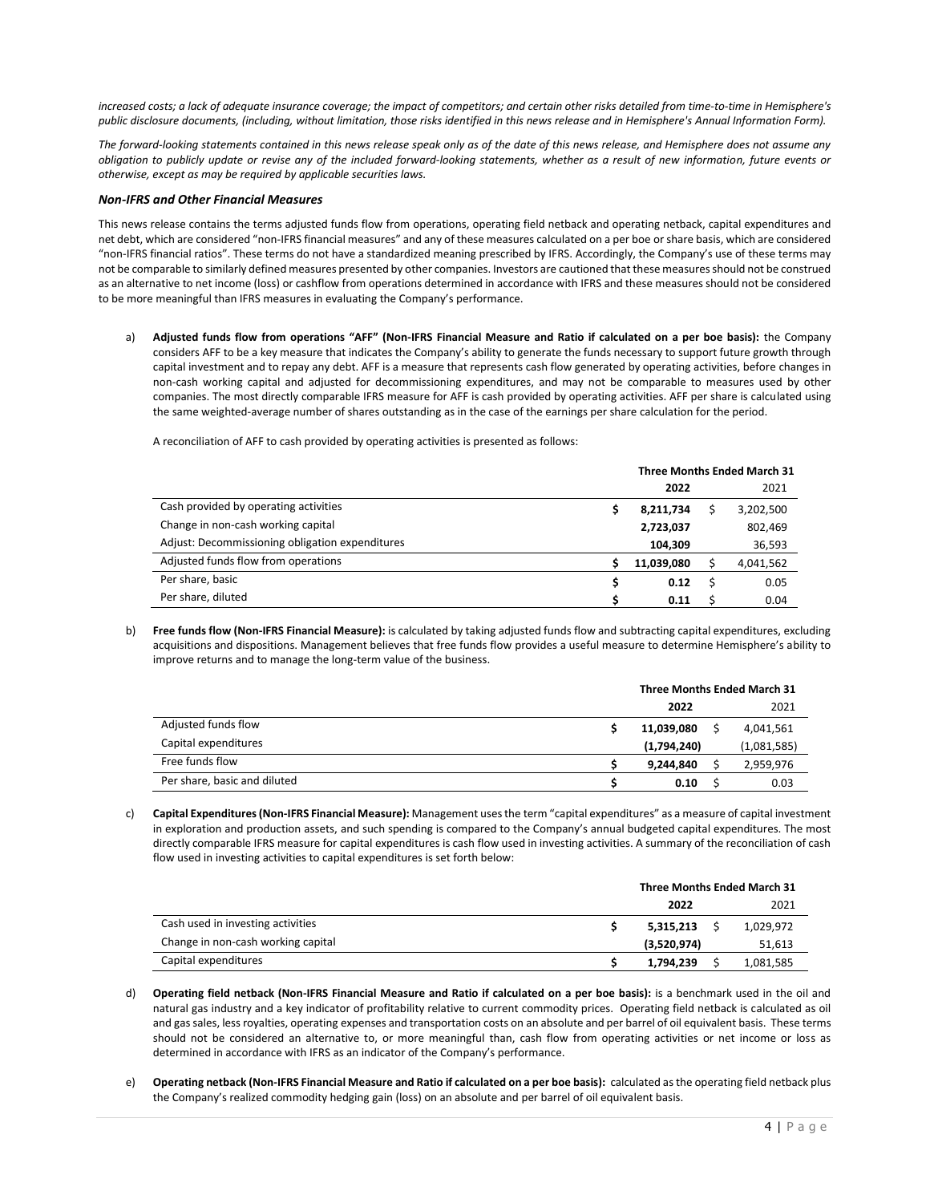*increased costs; a lack of adequate insurance coverage; the impact of competitors; and certain other risks detailed from time-to-time in Hemisphere's public disclosure documents, (including, without limitation, those risks identified in this news release and in Hemisphere's Annual Information Form).*

*The forward-looking statements contained in this news release speak only as of the date of this news release, and Hemisphere does not assume any obligation to publicly update or revise any of the included forward-looking statements, whether as a result of new information, future events or otherwise, except as may be required by applicable securities laws.*

### *Non-IFRS and Other Financial Measures*

This news release contains the terms adjusted funds flow from operations, operating field netback and operating netback, capital expenditures and net debt, which are considered "non-IFRS financial measures" and any of these measures calculated on a per boe or share basis, which are considered "non-IFRS financial ratios". These terms do not have a standardized meaning prescribed by IFRS. Accordingly, the Company's use of these terms may not be comparable to similarly defined measures presented by other companies. Investors are cautioned that these measures should not be construed as an alternative to net income (loss) or cashflow from operations determined in accordance with IFRS and these measures should not be considered to be more meaningful than IFRS measures in evaluating the Company's performance.

a) **Adjusted funds flow from operations "AFF" (Non-IFRS Financial Measure and Ratio if calculated on a per boe basis):** the Company considers AFF to be a key measure that indicates the Company's ability to generate the funds necessary to support future growth through capital investment and to repay any debt. AFF is a measure that represents cash flow generated by operating activities, before changes in non-cash working capital and adjusted for decommissioning expenditures, and may not be comparable to measures used by other companies. The most directly comparable IFRS measure for AFF is cash provided by operating activities. AFF per share is calculated using the same weighted-average number of shares outstanding as in the case of the earnings per share calculation for the period.

A reconciliation of AFF to cash provided by operating activities is presented as follows:

| | Three Months Ended March 31 | |
|---|---|---|
| | **2022** | 2021 |
| Cash provided by operating activities | $ **8,211,734** | $ 3,202,500 |
| Change in non-cash working capital | **2,723,037** | 802,469 |
| Adjust: Decommissioning obligation expenditures | **104,309** | 36,593 |
| Adjusted funds flow from operations | $ **11,039,080** | $ 4,041,562 |
| Per share, basic | $ **0.12** | $ 0.05 |
| Per share, diluted | $ **0.11** | $ 0.04 |

b) **Free funds flow (Non-IFRS Financial Measure):** is calculated by taking adjusted funds flow and subtracting capital expenditures, excluding acquisitions and dispositions. Management believes that free funds flow provides a useful measure to determine Hemisphere's ability to improve returns and to manage the long-term value of the business.

| | Three Months Ended March 31 | |
|---|---|---|
| | **2022** | 2021 |
| Adjusted funds flow | $ **11,039,080** | $ 4,041,561 |
| Capital expenditures | **(1,794,240)** | (1,081,585) |
| Free funds flow | $ **9,244,840** | $ 2,959,976 |
| Per share, basic and diluted | $ **0.10** | $ 0.03 |

c) **Capital Expenditures (Non-IFRS Financial Measure):** Management uses the term "capital expenditures" as a measure of capital investment in exploration and production assets, and such spending is compared to the Company's annual budgeted capital expenditures. The most directly comparable IFRS measure for capital expenditures is cash flow used in investing activities. A summary of the reconciliation of cash flow used in investing activities to capital expenditures is set forth below:

| | Three Months Ended March 31 | |
|---|---|---|
| | **2022** | 2021 |
| Cash used in investing activities | $ **5,315,213** | $ 1,029,972 |
| Change in non-cash working capital | **(3,520,974)** | 51,613 |
| Capital expenditures | $ **1,794,239** | $ 1,081,585 |

d) **Operating field netback (Non-IFRS Financial Measure and Ratio if calculated on a per boe basis):** is a benchmark used in the oil and natural gas industry and a key indicator of profitability relative to current commodity prices. Operating field netback is calculated as oil and gas sales, less royalties, operating expenses and transportation costs on an absolute and per barrel of oil equivalent basis. These terms should not be considered an alternative to, or more meaningful than, cash flow from operating activities or net income or loss as determined in accordance with IFRS as an indicator of the Company's performance.

e) **Operating netback (Non-IFRS Financial Measure and Ratio if calculated on a per boe basis):** calculated as the operating field netback plus the Company's realized commodity hedging gain (loss) on an absolute and per barrel of oil equivalent basis.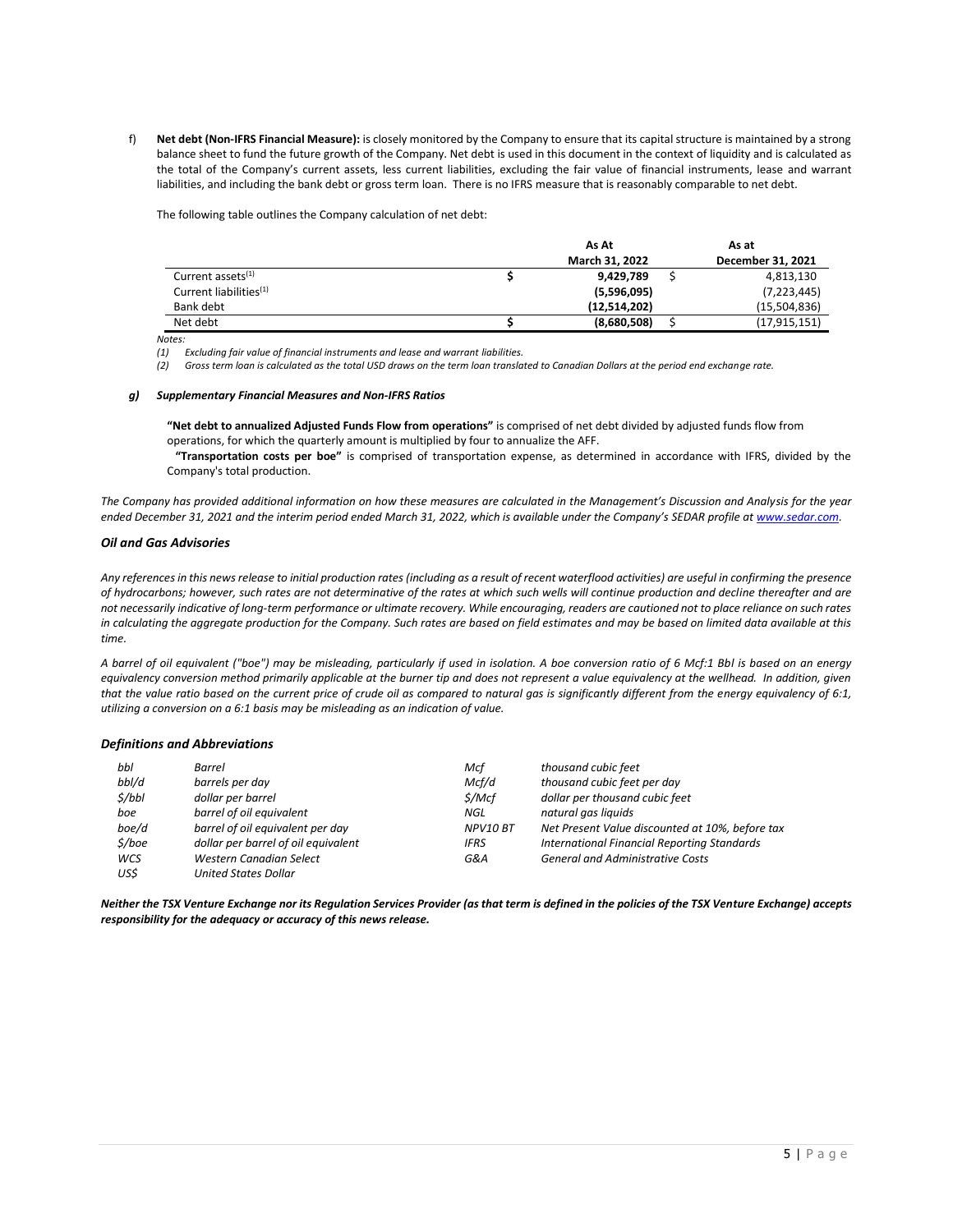f) **Net debt (Non-IFRS Financial Measure):** is closely monitored by the Company to ensure that its capital structure is maintained by a strong balance sheet to fund the future growth of the Company. Net debt is used in this document in the context of liquidity and is calculated as the total of the Company's current assets, less current liabilities, excluding the fair value of financial instruments, lease and warrant liabilities, and including the bank debt or gross term loan. There is no IFRS measure that is reasonably comparable to net debt.

The following table outlines the Company calculation of net debt:

| | As At March 31, 2022 | As at December 31, 2021 |
|---|---|---|
| Current assets[(1)] | $ 9,429,789 | $ 4,813,130 |
| Current liabilities[(1)] | (5,596,095) | (7,223,445) |
| Bank debt | (12,514,202) | (15,504,836) |
| Net debt | $ (8,680,508) | $ (17,915,151) |

*Notes:*

*(1) Excluding fair value of financial instruments and lease and warrant liabilities.*

*(2) Gross term loan is calculated as the total USD draws on the term loan translated to Canadian Dollars at the period end exchange rate.*

### *g) Supplementary Financial Measures and Non-IFRS Ratios*

**"Net debt to annualized Adjusted Funds Flow from operations"** is comprised of net debt divided by adjusted funds flow from operations, for which the quarterly amount is multiplied by four to annualize the AFF.

**"Transportation costs per boe"** is comprised of transportation expense, as determined in accordance with IFRS, divided by the Company's total production.

*The Company has provided additional information on how these measures are calculated in the Management's Discussion and Analysis for the year ended December 31, 2021 and the interim period ended March 31, 2022, which is available under the Company's SEDAR profile at www.sedar.com.*

### *Oil and Gas Advisories*

*Any references in this news release to initial production rates (including as a result of recent waterflood activities) are useful in confirming the presence of hydrocarbons; however, such rates are not determinative of the rates at which such wells will continue production and decline thereafter and are not necessarily indicative of long-term performance or ultimate recovery. While encouraging, readers are cautioned not to place reliance on such rates in calculating the aggregate production for the Company. Such rates are based on field estimates and may be based on limited data available at this time.*

*A barrel of oil equivalent ("boe") may be misleading, particularly if used in isolation. A boe conversion ratio of 6 Mcf:1 Bbl is based on an energy equivalency conversion method primarily applicable at the burner tip and does not represent a value equivalency at the wellhead. In addition, given that the value ratio based on the current price of crude oil as compared to natural gas is significantly different from the energy equivalency of 6:1, utilizing a conversion on a 6:1 basis may be misleading as an indication of value.*

### *Definitions and Abbreviations*

| | | | |
|---|---|---|---|
| *bbl* | *Barrel* | *Mcf* | *thousand cubic feet* |
| *bbl/d* | *barrels per day* | *Mcf/d* | *thousand cubic feet per day* |
| *$/bbl* | *dollar per barrel* | *$/Mcf* | *dollar per thousand cubic feet* |
| *boe* | *barrel of oil equivalent* | *NGL* | *natural gas liquids* |
| *boe/d* | *barrel of oil equivalent per day* | *NPV10 BT* | *Net Present Value discounted at 10%, before tax* |
| *$/boe* | *dollar per barrel of oil equivalent* | *IFRS* | *International Financial Reporting Standards* |
| *WCS* | *Western Canadian Select* | *G&A* | *General and Administrative Costs* |
| *US$* | *United States Dollar* | | |

***Neither the TSX Venture Exchange nor its Regulation Services Provider (as that term is defined in the policies of the TSX Venture Exchange) accepts responsibility for the adequacy or accuracy of this news release.***